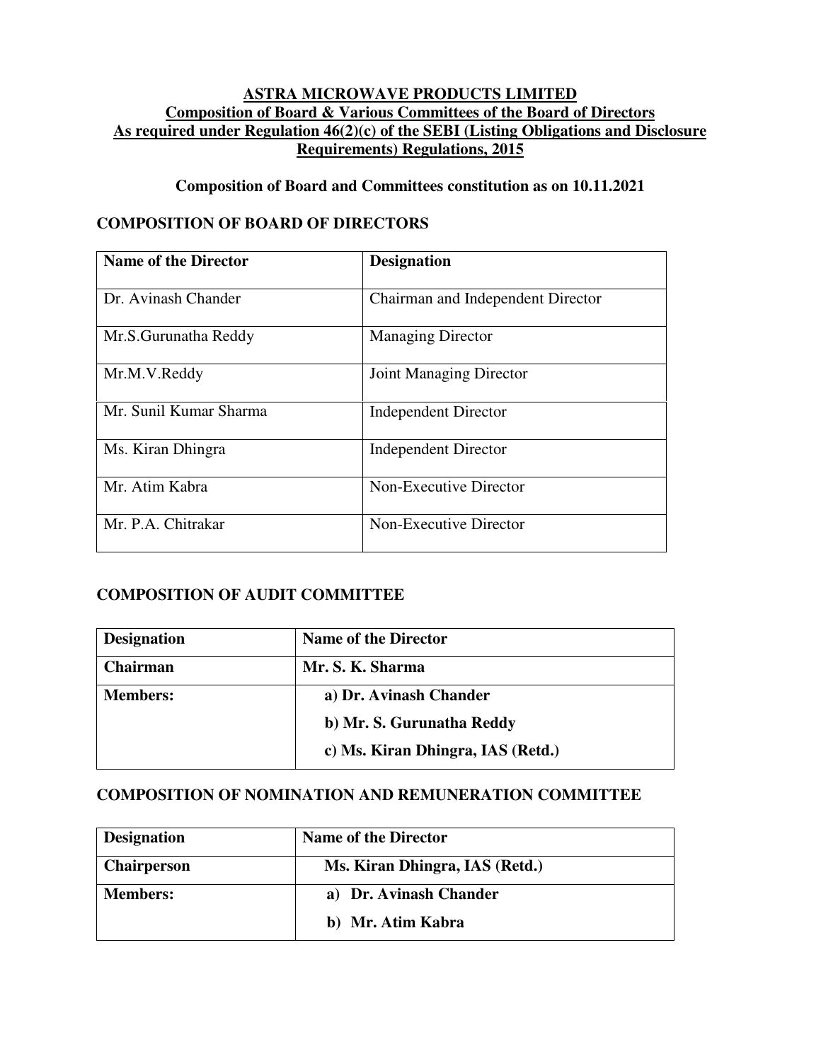# ASTRA MICROWAVE PRODUCTS LIMITED

## Composition of Board & Various Committees of the Board of Directors

## As required under Regulation 46(2)(c) of the SEBI (Listing Obligations and Disclosure Requirements) Regulations, 2015

**Composition of Board and Committees constitution as on 10.11.2021**

### COMPOSITION OF BOARD OF DIRECTORS

| Name of the Director | Designation |
|---|---|
| Dr. Avinash Chander | Chairman and Independent Director |
| Mr.S.Gurunatha Reddy | Managing Director |
| Mr.M.V.Reddy | Joint Managing Director |
| Mr. Sunil Kumar Sharma | Independent Director |
| Ms. Kiran Dhingra | Independent Director |
| Mr. Atim Kabra | Non-Executive Director |
| Mr. P.A. Chitrakar | Non-Executive Director |

### COMPOSITION OF AUDIT COMMITTEE

| Designation | Name of the Director |
|---|---|
| **Chairman** | **Mr. S. K. Sharma** |
| **Members:** | **a) Dr. Avinash Chander**<br>**b) Mr. S. Gurunatha Reddy**<br>**c) Ms. Kiran Dhingra, IAS (Retd.)** |

### COMPOSITION OF NOMINATION AND REMUNERATION COMMITTEE

| Designation | Name of the Director |
|---|---|
| **Chairperson** | **Ms. Kiran Dhingra, IAS (Retd.)** |
| **Members:** | **a) Dr. Avinash Chander**<br>**b) Mr. Atim Kabra** |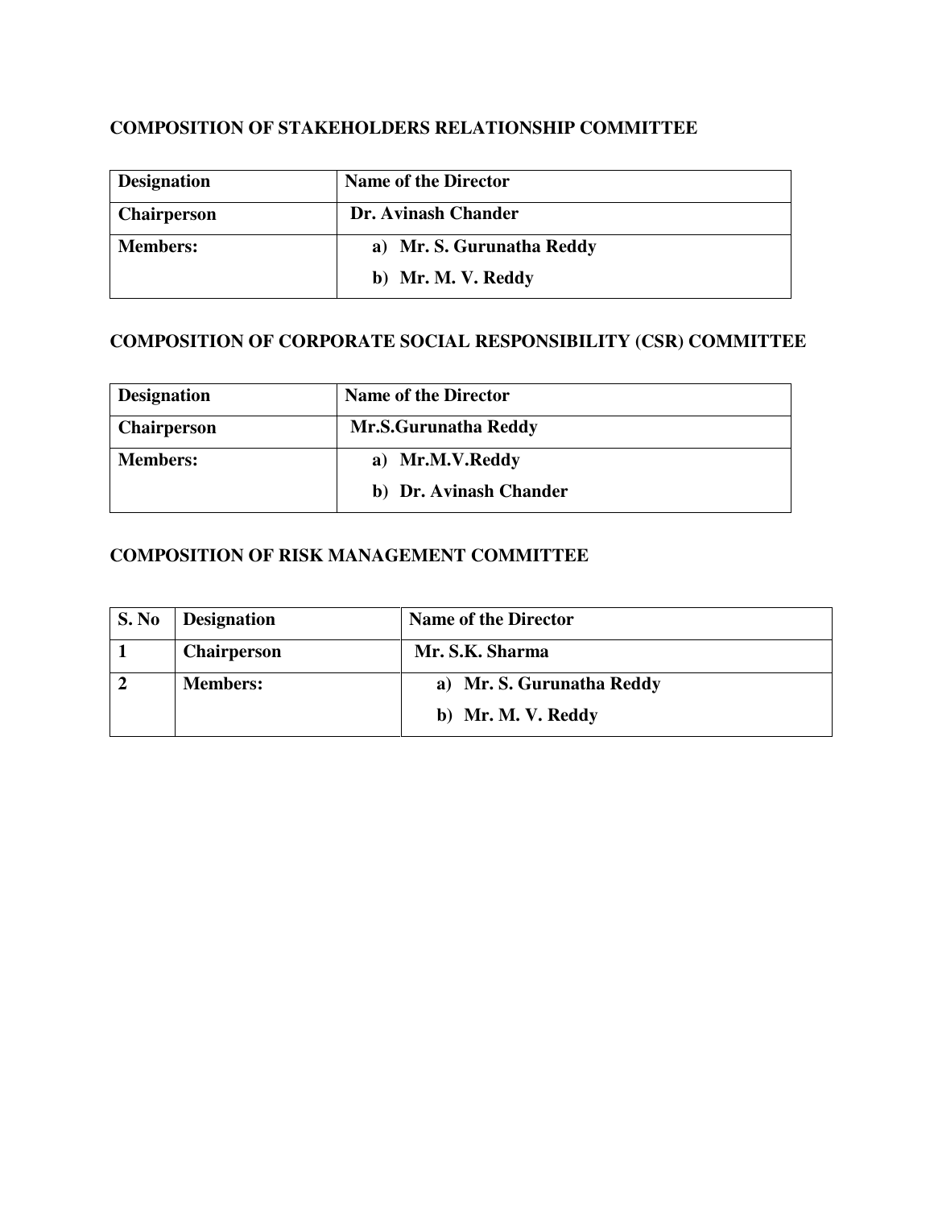### COMPOSITION OF STAKEHOLDERS RELATIONSHIP COMMITTEE

| Designation | Name of the Director |
|---|---|
| **Chairperson** | **Dr. Avinash Chander** |
| **Members:** | a) **Mr. S. Gurunatha Reddy**<br>b) **Mr. M. V. Reddy** |

### COMPOSITION OF CORPORATE SOCIAL RESPONSIBILITY (CSR) COMMITTEE

| Designation | Name of the Director |
|---|---|
| **Chairperson** | **Mr.S.Gurunatha Reddy** |
| **Members:** | a) **Mr.M.V.Reddy**<br>b) **Dr. Avinash Chander** |

### COMPOSITION OF RISK MANAGEMENT COMMITTEE

| S. No | Designation | Name of the Director |
|---|---|---|
| **1** | **Chairperson** | **Mr. S.K. Sharma** |
| **2** | **Members:** | a) **Mr. S. Gurunatha Reddy**<br>b) **Mr. M. V. Reddy** |